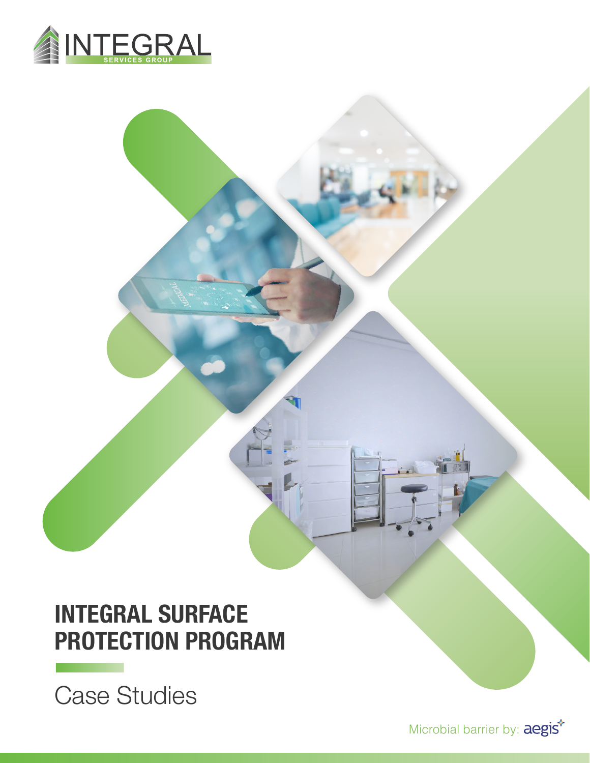INTEGRAL
SERVICES GROUP

# INTEGRAL SURFACE PROTECTION PROGRAM

Case Studies

Microbial barrier by: aegis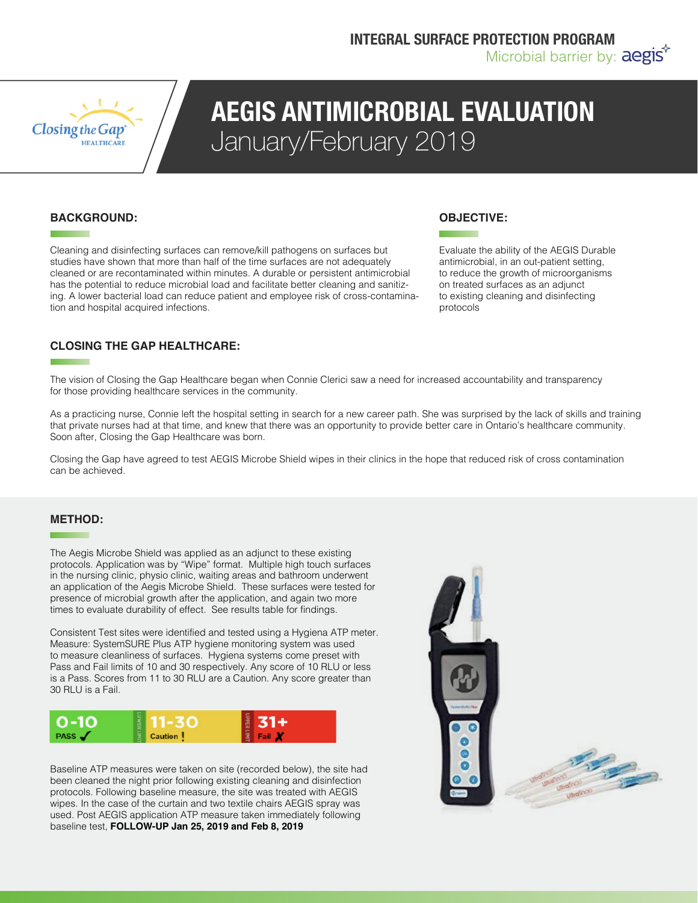**INTEGRAL SURFACE PROTECTION PROGRAM**
Microbial barrier by: aegis

# AEGIS ANTIMICROBIAL EVALUATION
## January/February 2019

### BACKGROUND:

Cleaning and disinfecting surfaces can remove/kill pathogens on surfaces but studies have shown that more than half of the time surfaces are not adequately cleaned or are recontaminated within minutes. A durable or persistent antimicrobial has the potential to reduce microbial load and facilitate better cleaning and sanitizing. A lower bacterial load can reduce patient and employee risk of cross-contamination and hospital acquired infections.

### OBJECTIVE:

Evaluate the ability of the AEGIS Durable antimicrobial, in an out-patient setting, to reduce the growth of microorganisms on treated surfaces as an adjunct to existing cleaning and disinfecting protocols

### CLOSING THE GAP HEALTHCARE:

The vision of Closing the Gap Healthcare began when Connie Clerici saw a need for increased accountability and transparency for those providing healthcare services in the community.

As a practicing nurse, Connie left the hospital setting in search for a new career path. She was surprised by the lack of skills and training that private nurses had at that time, and knew that there was an opportunity to provide better care in Ontario's healthcare community. Soon after, Closing the Gap Healthcare was born.

Closing the Gap have agreed to test AEGIS Microbe Shield wipes in their clinics in the hope that reduced risk of cross contamination can be achieved.

### METHOD:

The Aegis Microbe Shield was applied as an adjunct to these existing protocols. Application was by "Wipe" format. Multiple high touch surfaces in the nursing clinic, physio clinic, waiting areas and bathroom underwent an application of the Aegis Microbe Shield. These surfaces were tested for presence of microbial growth after the application, and again two more times to evaluate durability of effect. See results table for findings.

Consistent Test sites were identified and tested using a Hygiena ATP meter. Measure: SystemSURE Plus ATP hygiene monitoring system was used to measure cleanliness of surfaces. Hygiena systems come preset with Pass and Fail limits of 10 and 30 respectively. Any score of 10 RLU or less is a Pass. Scores from 11 to 30 RLU are a Caution. Any score greater than 30 RLU is a Fail.

| 0-10 | 11-30 | 31+ |
|---|---|---|
| PASS ✓ | Caution ! | Fail ✗ |

Baseline ATP measures were taken on site (recorded below), the site had been cleaned the night prior following existing cleaning and disinfection protocols. Following baseline measure, the site was treated with AEGIS wipes. In the case of the curtain and two textile chairs AEGIS spray was used. Post AEGIS application ATP measure taken immediately following baseline test, **FOLLOW-UP Jan 25, 2019 and Feb 8, 2019**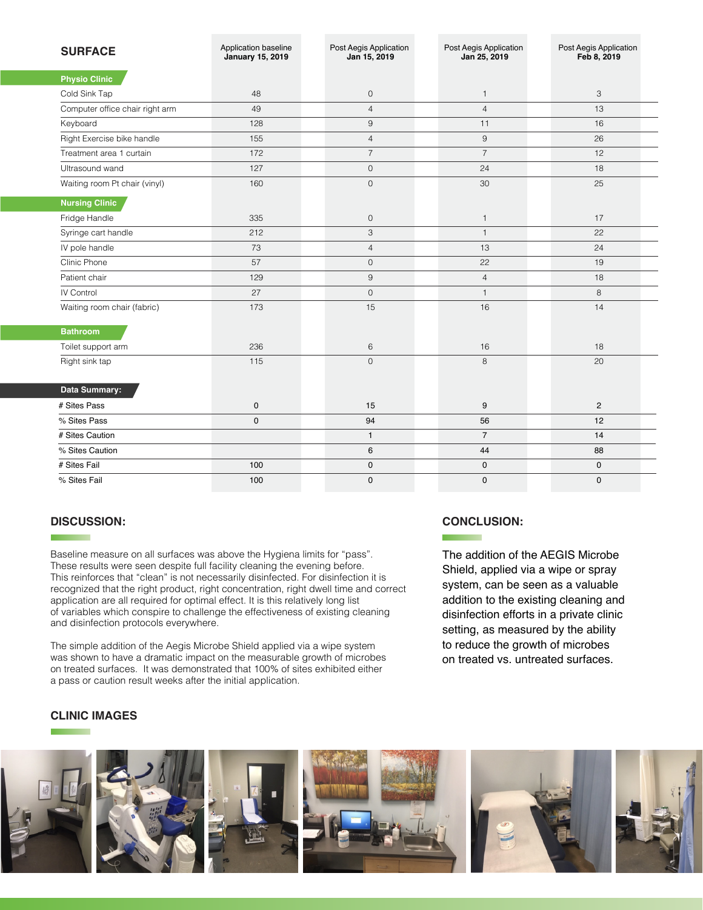| SURFACE | Application baseline **January 15, 2019** | Post Aegis Application **Jan 15, 2019** | Post Aegis Application **Jan 25, 2019** | Post Aegis Application **Feb 8, 2019** |
|---|---|---|---|---|
| **Physio Clinic** | | | | |
| Cold Sink Tap | 48 | 0 | 1 | 3 |
| Computer office chair right arm | 49 | 4 | 4 | 13 |
| Keyboard | 128 | 9 | 11 | 16 |
| Right Exercise bike handle | 155 | 4 | 9 | 26 |
| Treatment area 1 curtain | 172 | 7 | 7 | 12 |
| Ultrasound wand | 127 | 0 | 24 | 18 |
| Waiting room Pt chair (vinyl) | 160 | 0 | 30 | 25 |
| **Nursing Clinic** | | | | |
| Fridge Handle | 335 | 0 | 1 | 17 |
| Syringe cart handle | 212 | 3 | 1 | 22 |
| IV pole handle | 73 | 4 | 13 | 24 |
| Clinic Phone | 57 | 0 | 22 | 19 |
| Patient chair | 129 | 9 | 4 | 18 |
| IV Control | 27 | 0 | 1 | 8 |
| Waiting room chair (fabric) | 173 | 15 | 16 | 14 |
| **Bathroom** | | | | |
| Toilet support arm | 236 | 6 | 16 | 18 |
| Right sink tap | 115 | 0 | 8 | 20 |
| **Data Summary:** | | | | |
| # Sites Pass | 0 | 15 | 9 | 2 |
| % Sites Pass | 0 | 94 | 56 | 12 |
| # Sites Caution | | 1 | 7 | 14 |
| % Sites Caution | | 6 | 44 | 88 |
| # Sites Fail | 100 | 0 | 0 | 0 |
| % Sites Fail | 100 | 0 | 0 | 0 |

## DISCUSSION:

Baseline measure on all surfaces was above the Hygiena limits for "pass". These results were seen despite full facility cleaning the evening before. This reinforces that "clean" is not necessarily disinfected. For disinfection it is recognized that the right product, right concentration, right dwell time and correct application are all required for optimal effect. It is this relatively long list of variables which conspire to challenge the effectiveness of existing cleaning and disinfection protocols everywhere.

The simple addition of the Aegis Microbe Shield applied via a wipe system was shown to have a dramatic impact on the measurable growth of microbes on treated surfaces. It was demonstrated that 100% of sites exhibited either a pass or caution result weeks after the initial application.

## CONCLUSION:

The addition of the AEGIS Microbe Shield, applied via a wipe or spray system, can be seen as a valuable addition to the existing cleaning and disinfection efforts in a private clinic setting, as measured by the ability to reduce the growth of microbes on treated vs. untreated surfaces.

## CLINIC IMAGES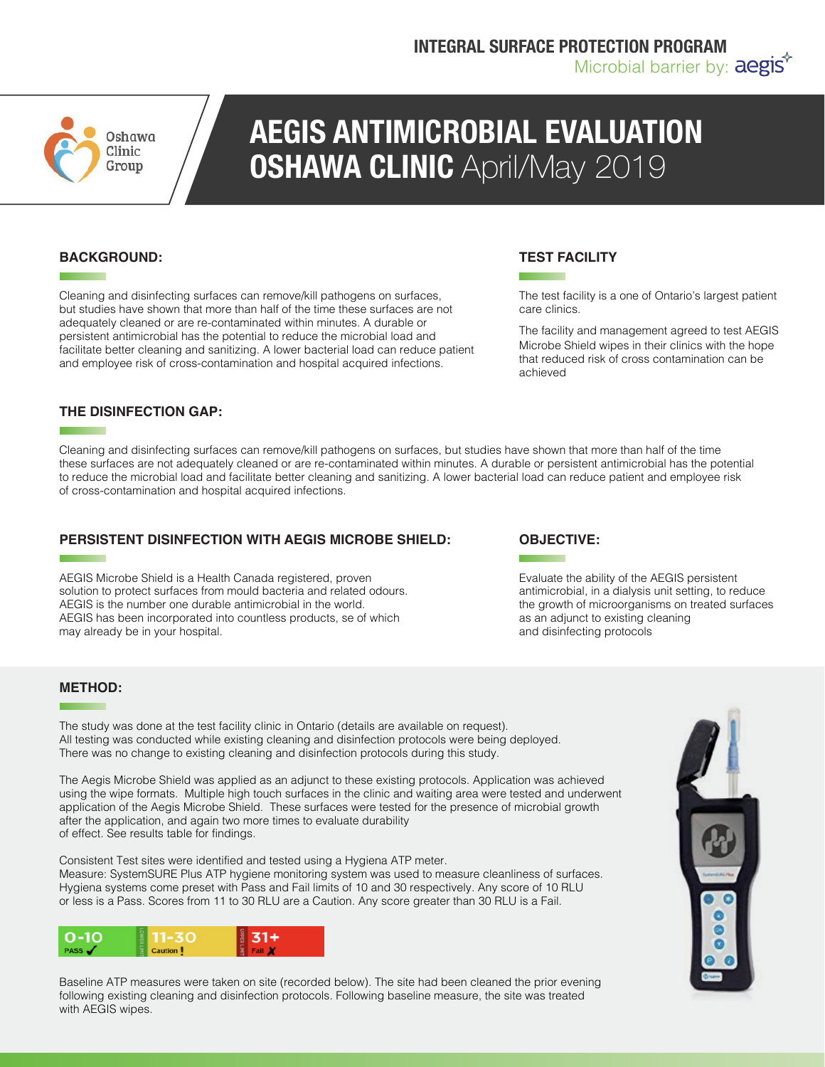INTEGRAL SURFACE PROTECTION PROGRAM
Microbial barrier by: aegis

Oshawa Clinic Group

# AEGIS ANTIMICROBIAL EVALUATION OSHAWA CLINIC April/May 2019

## BACKGROUND:

Cleaning and disinfecting surfaces can remove/kill pathogens on surfaces, but studies have shown that more than half of the time these surfaces are not adequately cleaned or are re-contaminated within minutes. A durable or persistent antimicrobial has the potential to reduce the microbial load and facilitate better cleaning and sanitizing. A lower bacterial load can reduce patient and employee risk of cross-contamination and hospital acquired infections.

## TEST FACILITY

The test facility is a one of Ontario's largest patient care clinics.

The facility and management agreed to test AEGIS Microbe Shield wipes in their clinics with the hope that reduced risk of cross contamination can be achieved

## THE DISINFECTION GAP:

Cleaning and disinfecting surfaces can remove/kill pathogens on surfaces, but studies have shown that more than half of the time these surfaces are not adequately cleaned or are re-contaminated within minutes. A durable or persistent antimicrobial has the potential to reduce the microbial load and facilitate better cleaning and sanitizing. A lower bacterial load can reduce patient and employee risk of cross-contamination and hospital acquired infections.

## PERSISTENT DISINFECTION WITH AEGIS MICROBE SHIELD:

AEGIS Microbe Shield is a Health Canada registered, proven solution to protect surfaces from mould bacteria and related odours. AEGIS is the number one durable antimicrobial in the world. AEGIS has been incorporated into countless products, se of which may already be in your hospital.

## OBJECTIVE:

Evaluate the ability of the AEGIS persistent antimicrobial, in a dialysis unit setting, to reduce the growth of microorganisms on treated surfaces as an adjunct to existing cleaning and disinfecting protocols

## METHOD:

The study was done at the test facility clinic in Ontario (details are available on request). All testing was conducted while existing cleaning and disinfection protocols were being deployed. There was no change to existing cleaning and disinfection protocols during this study.

The Aegis Microbe Shield was applied as an adjunct to these existing protocols. Application was achieved using the wipe formats. Multiple high touch surfaces in the clinic and waiting area were tested and underwent application of the Aegis Microbe Shield. These surfaces were tested for the presence of microbial growth after the application, and again two more times to evaluate durability of effect. See results table for findings.

Consistent Test sites were identified and tested using a Hygiena ATP meter.
Measure: SystemSURE Plus ATP hygiene monitoring system was used to measure cleanliness of surfaces. Hygiena systems come preset with Pass and Fail limits of 10 and 30 respectively. Any score of 10 RLU or less is a Pass. Scores from 11 to 30 RLU are a Caution. Any score greater than 30 RLU is a Fail.

| 0-10 | 11-30 | 31+ |
|---|---|---|
| PASS ✓ | Caution ! | Fail ✗ |

Baseline ATP measures were taken on site (recorded below). The site had been cleaned the prior evening following existing cleaning and disinfection protocols. Following baseline measure, the site was treated with AEGIS wipes.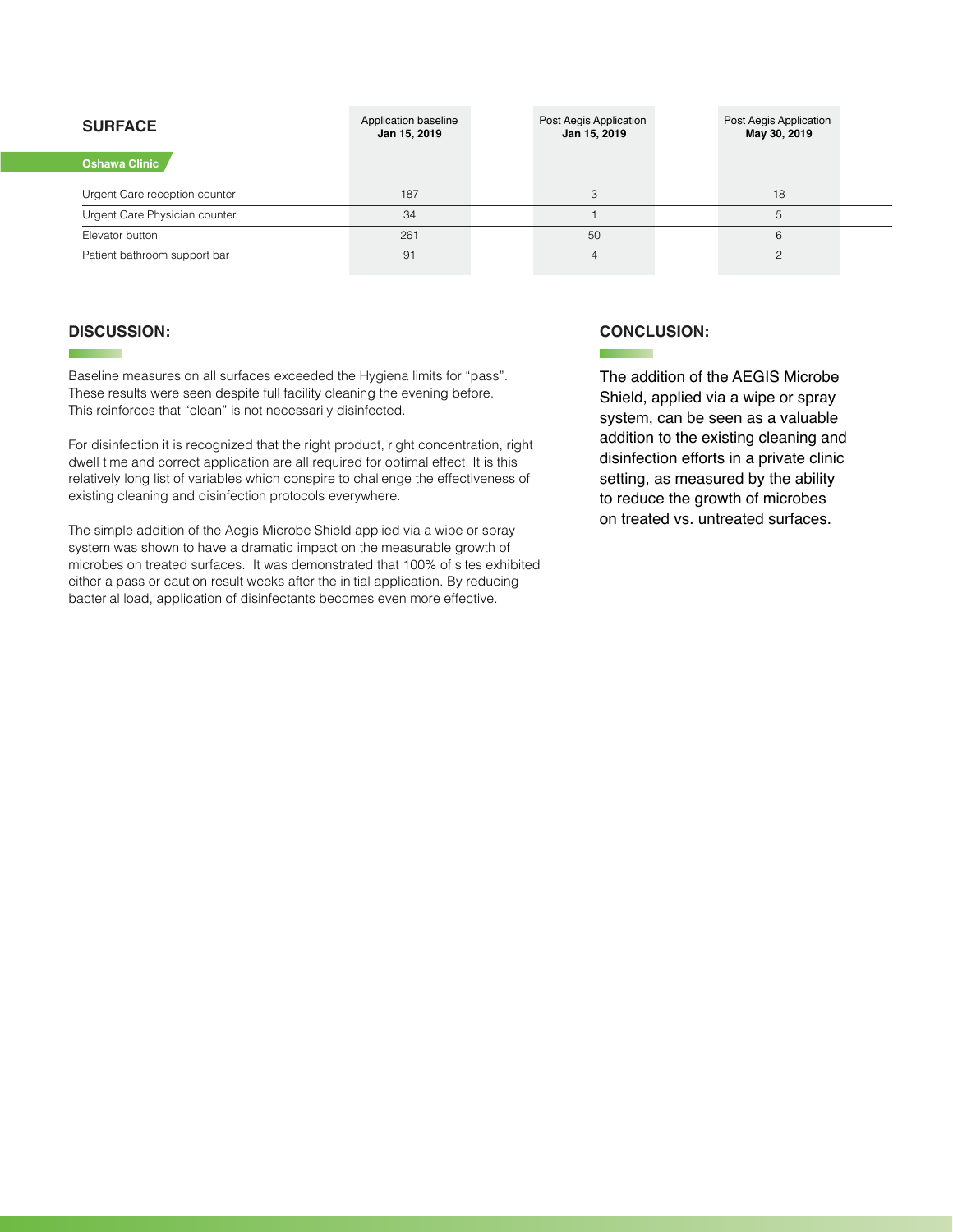| SURFACE | Application baseline **Jan 15, 2019** | Post Aegis Application **Jan 15, 2019** | Post Aegis Application **May 30, 2019** |
|---|---|---|---|
| **Oshawa Clinic** | | | |
| Urgent Care reception counter | 187 | 3 | 18 |
| Urgent Care Physician counter | 34 | 1 | 5 |
| Elevator button | 261 | 50 | 6 |
| Patient bathroom support bar | 91 | 4 | 2 |

## DISCUSSION:

Baseline measures on all surfaces exceeded the Hygiena limits for "pass". These results were seen despite full facility cleaning the evening before. This reinforces that "clean" is not necessarily disinfected.

For disinfection it is recognized that the right product, right concentration, right dwell time and correct application are all required for optimal effect. It is this relatively long list of variables which conspire to challenge the effectiveness of existing cleaning and disinfection protocols everywhere.

The simple addition of the Aegis Microbe Shield applied via a wipe or spray system was shown to have a dramatic impact on the measurable growth of microbes on treated surfaces. It was demonstrated that 100% of sites exhibited either a pass or caution result weeks after the initial application. By reducing bacterial load, application of disinfectants becomes even more effective.

## CONCLUSION:

The addition of the AEGIS Microbe Shield, applied via a wipe or spray system, can be seen as a valuable addition to the existing cleaning and disinfection efforts in a private clinic setting, as measured by the ability to reduce the growth of microbes on treated vs. untreated surfaces.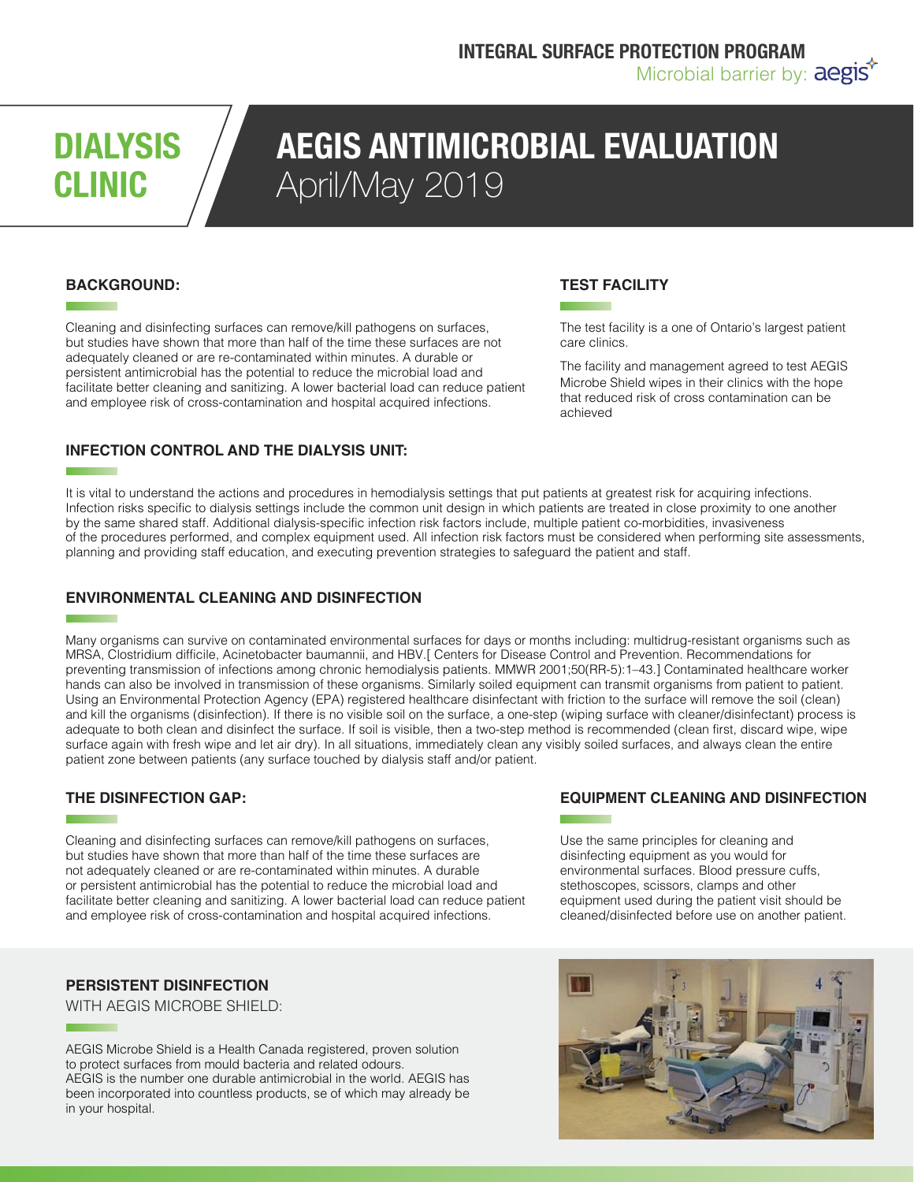INTEGRAL SURFACE PROTECTION PROGRAM

Microbial barrier by: aegis

# DIALYSIS CLINIC

# AEGIS ANTIMICROBIAL EVALUATION

April/May 2019

## BACKGROUND:

Cleaning and disinfecting surfaces can remove/kill pathogens on surfaces, but studies have shown that more than half of the time these surfaces are not adequately cleaned or are re-contaminated within minutes. A durable or persistent antimicrobial has the potential to reduce the microbial load and facilitate better cleaning and sanitizing. A lower bacterial load can reduce patient and employee risk of cross-contamination and hospital acquired infections.

## TEST FACILITY

The test facility is a one of Ontario's largest patient care clinics.

The facility and management agreed to test AEGIS Microbe Shield wipes in their clinics with the hope that reduced risk of cross contamination can be achieved

## INFECTION CONTROL AND THE DIALYSIS UNIT:

It is vital to understand the actions and procedures in hemodialysis settings that put patients at greatest risk for acquiring infections. Infection risks specific to dialysis settings include the common unit design in which patients are treated in close proximity to one another by the same shared staff. Additional dialysis-specific infection risk factors include, multiple patient co-morbidities, invasiveness of the procedures performed, and complex equipment used. All infection risk factors must be considered when performing site assessments, planning and providing staff education, and executing prevention strategies to safeguard the patient and staff.

## ENVIRONMENTAL CLEANING AND DISINFECTION

Many organisms can survive on contaminated environmental surfaces for days or months including: multidrug-resistant organisms such as MRSA, Clostridium difficile, Acinetobacter baumannii, and HBV.[ Centers for Disease Control and Prevention. Recommendations for preventing transmission of infections among chronic hemodialysis patients. MMWR 2001;50(RR-5):1–43.] Contaminated healthcare worker hands can also be involved in transmission of these organisms. Similarly soiled equipment can transmit organisms from patient to patient. Using an Environmental Protection Agency (EPA) registered healthcare disinfectant with friction to the surface will remove the soil (clean) and kill the organisms (disinfection). If there is no visible soil on the surface, a one-step (wiping surface with cleaner/disinfectant) process is adequate to both clean and disinfect the surface. If soil is visible, then a two-step method is recommended (clean first, discard wipe, wipe surface again with fresh wipe and let air dry). In all situations, immediately clean any visibly soiled surfaces, and always clean the entire patient zone between patients (any surface touched by dialysis staff and/or patient.

## THE DISINFECTION GAP:

Cleaning and disinfecting surfaces can remove/kill pathogens on surfaces, but studies have shown that more than half of the time these surfaces are not adequately cleaned or are re-contaminated within minutes. A durable or persistent antimicrobial has the potential to reduce the microbial load and facilitate better cleaning and sanitizing. A lower bacterial load can reduce patient and employee risk of cross-contamination and hospital acquired infections.

## EQUIPMENT CLEANING AND DISINFECTION

Use the same principles for cleaning and disinfecting equipment as you would for environmental surfaces. Blood pressure cuffs, stethoscopes, scissors, clamps and other equipment used during the patient visit should be cleaned/disinfected before use on another patient.

## PERSISTENT DISINFECTION

WITH AEGIS MICROBE SHIELD:

AEGIS Microbe Shield is a Health Canada registered, proven solution to protect surfaces from mould bacteria and related odours.
AEGIS is the number one durable antimicrobial in the world. AEGIS has been incorporated into countless products, se of which may already be in your hospital.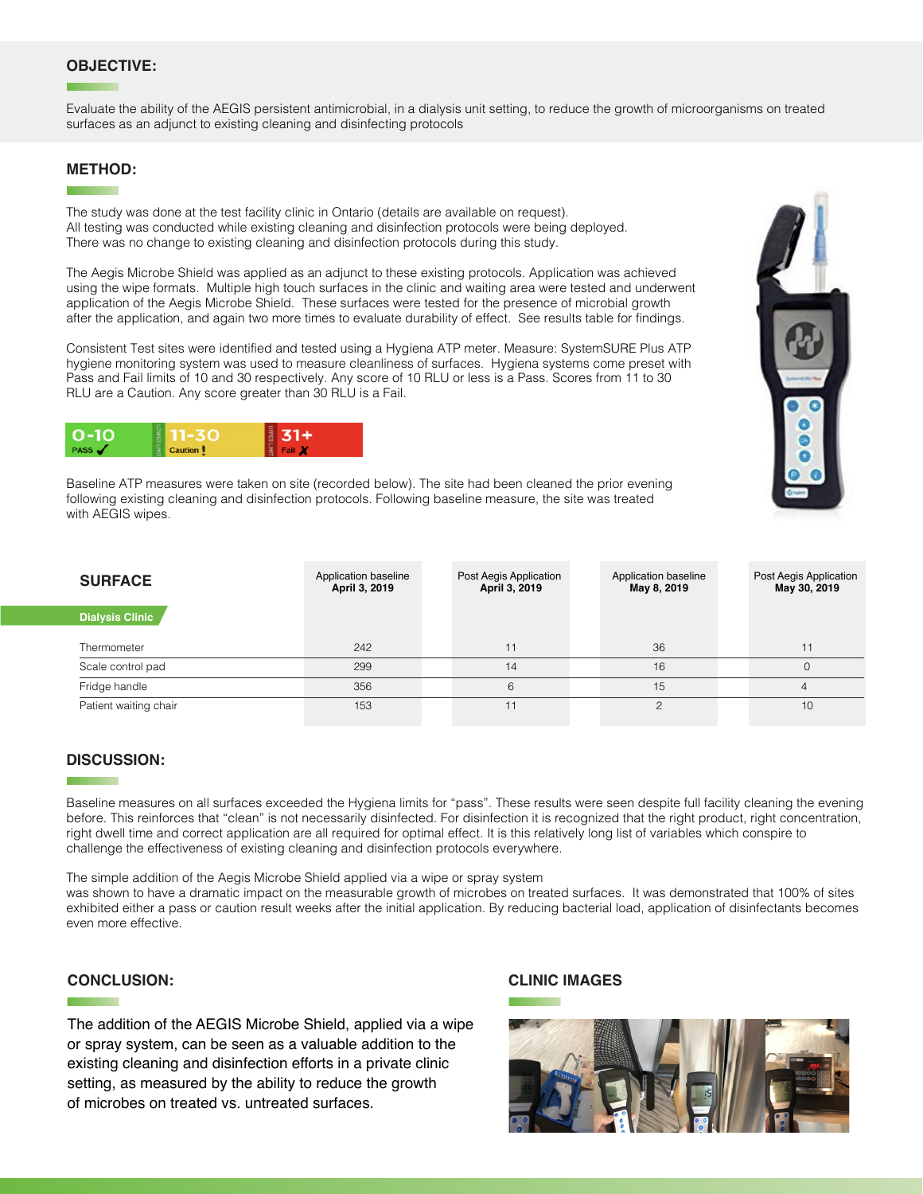## OBJECTIVE:

Evaluate the ability of the AEGIS persistent antimicrobial, in a dialysis unit setting, to reduce the growth of microorganisms on treated surfaces as an adjunct to existing cleaning and disinfecting protocols

## METHOD:

The study was done at the test facility clinic in Ontario (details are available on request).
All testing was conducted while existing cleaning and disinfection protocols were being deployed.
There was no change to existing cleaning and disinfection protocols during this study.

The Aegis Microbe Shield was applied as an adjunct to these existing protocols. Application was achieved using the wipe formats. Multiple high touch surfaces in the clinic and waiting area were tested and underwent application of the Aegis Microbe Shield. These surfaces were tested for the presence of microbial growth after the application, and again two more times to evaluate durability of effect. See results table for findings.

Consistent Test sites were identified and tested using a Hygiena ATP meter. Measure: SystemSURE Plus ATP hygiene monitoring system was used to measure cleanliness of surfaces. Hygiena systems come preset with Pass and Fail limits of 10 and 30 respectively. Any score of 10 RLU or less is a Pass. Scores from 11 to 30 RLU are a Caution. Any score greater than 30 RLU is a Fail.

| 0-10 | 11-30 | 31+ |
|---|---|---|
| PASS ✓ | Caution ! | Fail ✗ |

Baseline ATP measures were taken on site (recorded below). The site had been cleaned the prior evening following existing cleaning and disinfection protocols. Following baseline measure, the site was treated with AEGIS wipes.

| SURFACE | Application baseline **April 3, 2019** | Post Aegis Application **April 3, 2019** | Application baseline **May 8, 2019** | Post Aegis Application **May 30, 2019** |
|---|---|---|---|---|
| **Dialysis Clinic** | | | | |
| Thermometer | 242 | 11 | 36 | 11 |
| Scale control pad | 299 | 14 | 16 | 0 |
| Fridge handle | 356 | 6 | 15 | 4 |
| Patient waiting chair | 153 | 11 | 2 | 10 |

## DISCUSSION:

Baseline measures on all surfaces exceeded the Hygiena limits for "pass". These results were seen despite full facility cleaning the evening before. This reinforces that "clean" is not necessarily disinfected. For disinfection it is recognized that the right product, right concentration, right dwell time and correct application are all required for optimal effect. It is this relatively long list of variables which conspire to challenge the effectiveness of existing cleaning and disinfection protocols everywhere.

The simple addition of the Aegis Microbe Shield applied via a wipe or spray system was shown to have a dramatic impact on the measurable growth of microbes on treated surfaces. It was demonstrated that 100% of sites exhibited either a pass or caution result weeks after the initial application. By reducing bacterial load, application of disinfectants becomes even more effective.

## CONCLUSION:

The addition of the AEGIS Microbe Shield, applied via a wipe or spray system, can be seen as a valuable addition to the existing cleaning and disinfection efforts in a private clinic setting, as measured by the ability to reduce the growth of microbes on treated vs. untreated surfaces.

## CLINIC IMAGES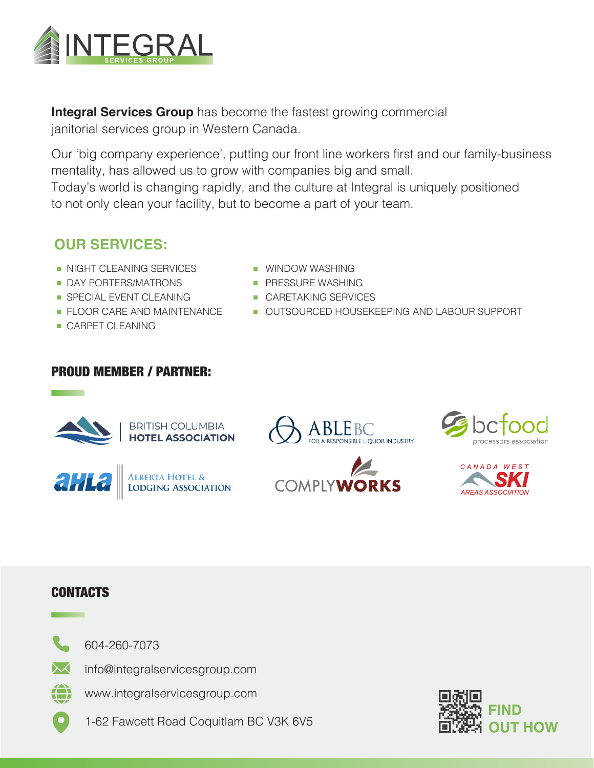# INTEGRAL
SERVICES GROUP

**Integral Services Group** has become the fastest growing commercial janitorial services group in Western Canada.

Our 'big company experience', putting our front line workers first and our family-business mentality, has allowed us to grow with companies big and small.
Today's world is changing rapidly, and the culture at Integral is uniquely positioned to not only clean your facility, but to become a part of your team.

## OUR SERVICES:

- NIGHT CLEANING SERVICES
- DAY PORTERS/MATRONS
- SPECIAL EVENT CLEANING
- FLOOR CARE AND MAINTENANCE
- CARPET CLEANING
- WINDOW WASHING
- PRESSURE WASHING
- CARETAKING SERVICES
- OUTSOURCED HOUSEKEEPING AND LABOUR SUPPORT

## PROUD MEMBER / PARTNER:

BRITISH COLUMBIA HOTEL ASSOCIATION

ABLE BC FOR A RESPONSIBLE LIQUOR INDUSTRY

bcfood processors association

AHLA ALBERTA HOTEL & LODGING ASSOCIATION

COMPLYWORKS

CANADA WEST SKI AREAS ASSOCIATION

## CONTACTS

604-260-7073

info@integralservicesgroup.com

www.integralservicesgroup.com

1-62 Fawcett Road Coquitlam BC V3K 6V5

FIND OUT HOW